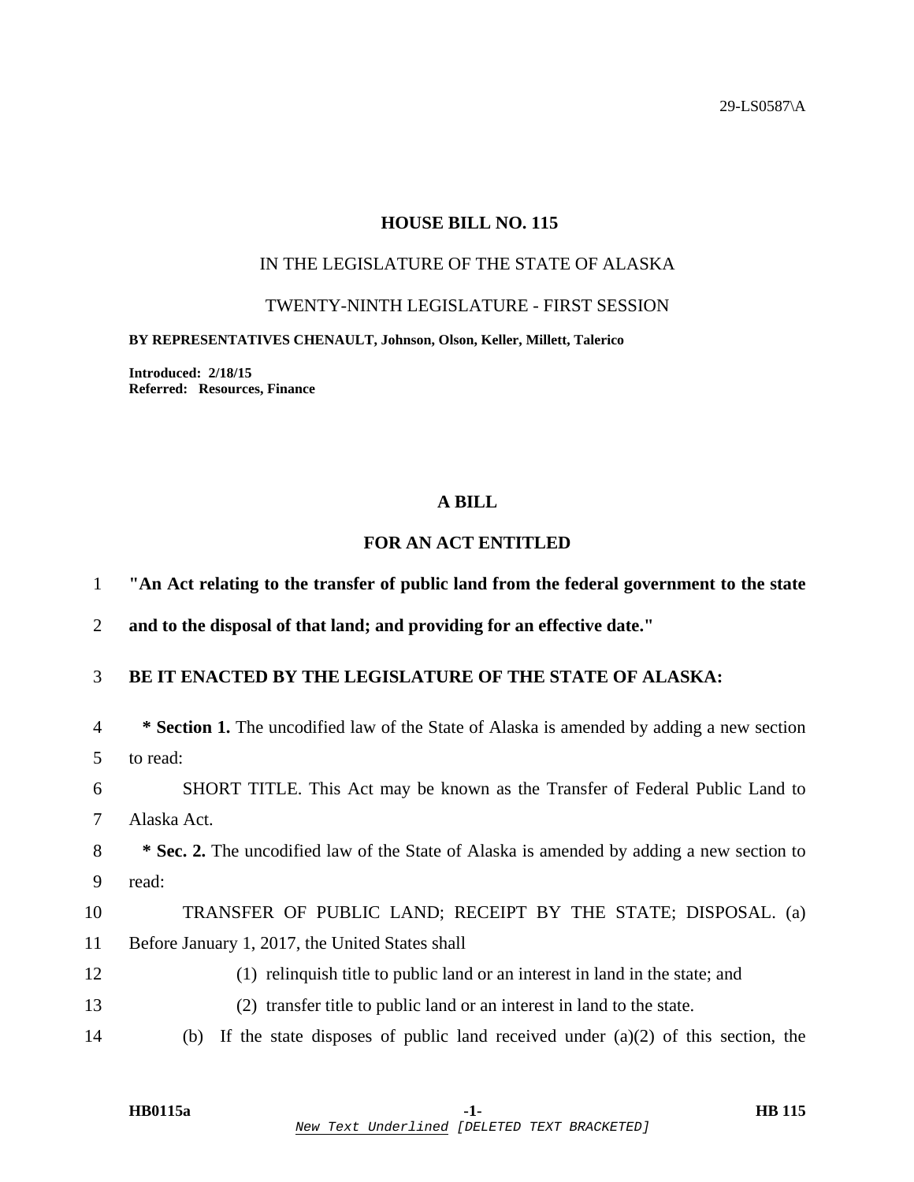29-LS0587\A

# HOUSE BILL NO. 115

IN THE LEGISLATURE OF THE STATE OF ALASKA

TWENTY-NINTH LEGISLATURE - FIRST SESSION

**BY REPRESENTATIVES CHENAULT, Johnson, Olson, Keller, Millett, Talerico**

**Introduced: 2/18/15**
**Referred: Resources, Finance**

## A BILL

## FOR AN ACT ENTITLED

**"An Act relating to the transfer of public land from the federal government to the state and to the disposal of that land; and providing for an effective date."**

**BE IT ENACTED BY THE LEGISLATURE OF THE STATE OF ALASKA:**

**\* Section 1.** The uncodified law of the State of Alaska is amended by adding a new section to read:

SHORT TITLE. This Act may be known as the Transfer of Federal Public Land to Alaska Act.

**\* Sec. 2.** The uncodified law of the State of Alaska is amended by adding a new section to read:

TRANSFER OF PUBLIC LAND; RECEIPT BY THE STATE; DISPOSAL. (a) Before January 1, 2017, the United States shall

(1) relinquish title to public land or an interest in land in the state; and

(2) transfer title to public land or an interest in land to the state.

(b) If the state disposes of public land received under (a)(2) of this section, the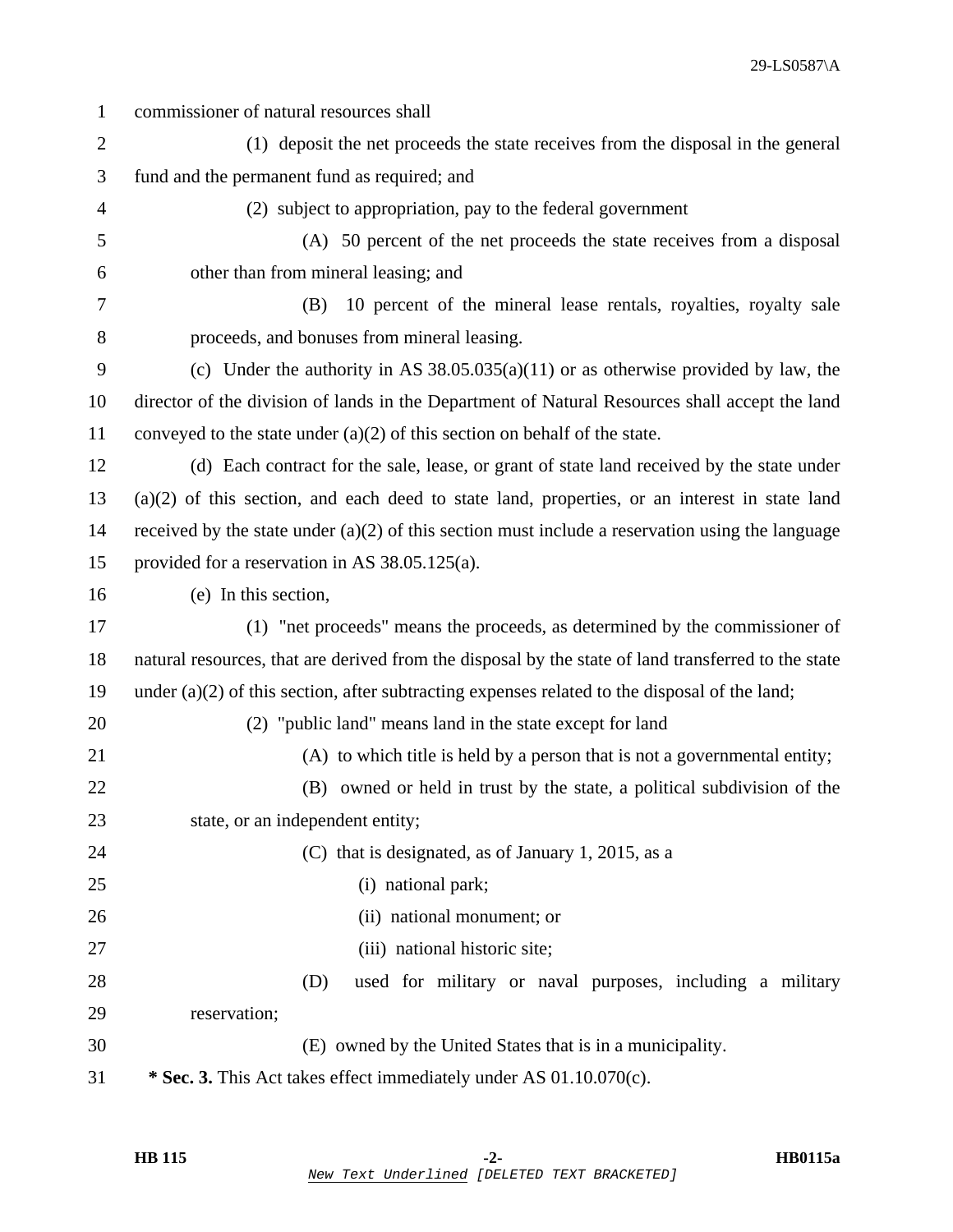commissioner of natural resources shall

(1) deposit the net proceeds the state receives from the disposal in the general fund and the permanent fund as required; and

(2) subject to appropriation, pay to the federal government

(A) 50 percent of the net proceeds the state receives from a disposal other than from mineral leasing; and

(B) 10 percent of the mineral lease rentals, royalties, royalty sale proceeds, and bonuses from mineral leasing.

(c) Under the authority in AS 38.05.035(a)(11) or as otherwise provided by law, the director of the division of lands in the Department of Natural Resources shall accept the land conveyed to the state under (a)(2) of this section on behalf of the state.

(d) Each contract for the sale, lease, or grant of state land received by the state under (a)(2) of this section, and each deed to state land, properties, or an interest in state land received by the state under (a)(2) of this section must include a reservation using the language provided for a reservation in AS 38.05.125(a).

(e) In this section,

(1) "net proceeds" means the proceeds, as determined by the commissioner of natural resources, that are derived from the disposal by the state of land transferred to the state under (a)(2) of this section, after subtracting expenses related to the disposal of the land;

(2) "public land" means land in the state except for land

(A) to which title is held by a person that is not a governmental entity;

(B) owned or held in trust by the state, a political subdivision of the state, or an independent entity;

(C) that is designated, as of January 1, 2015, as a

(i) national park;

(ii) national monument; or

(iii) national historic site;

(D) used for military or naval purposes, including a military reservation;

(E) owned by the United States that is in a municipality.

**\* Sec. 3.** This Act takes effect immediately under AS 01.10.070(c).